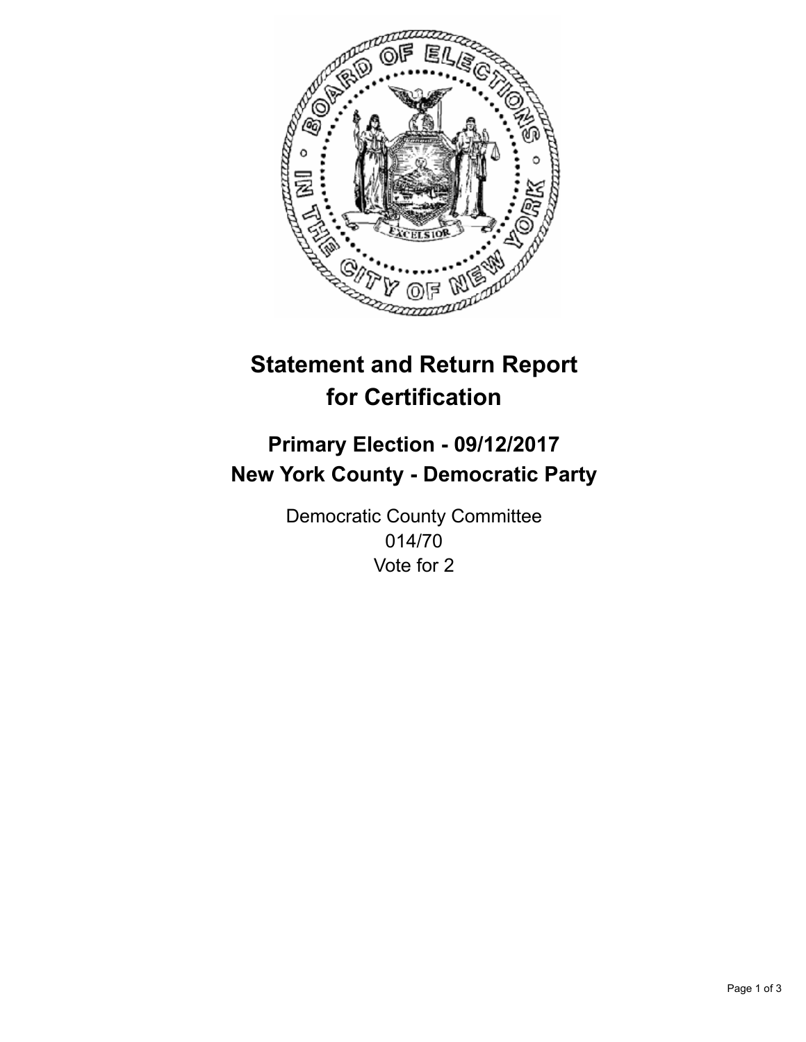# Statement and Return Report for Certification

## Primary Election - 09/12/2017
## New York County - Democratic Party

Democratic County Committee
014/70
Vote for 2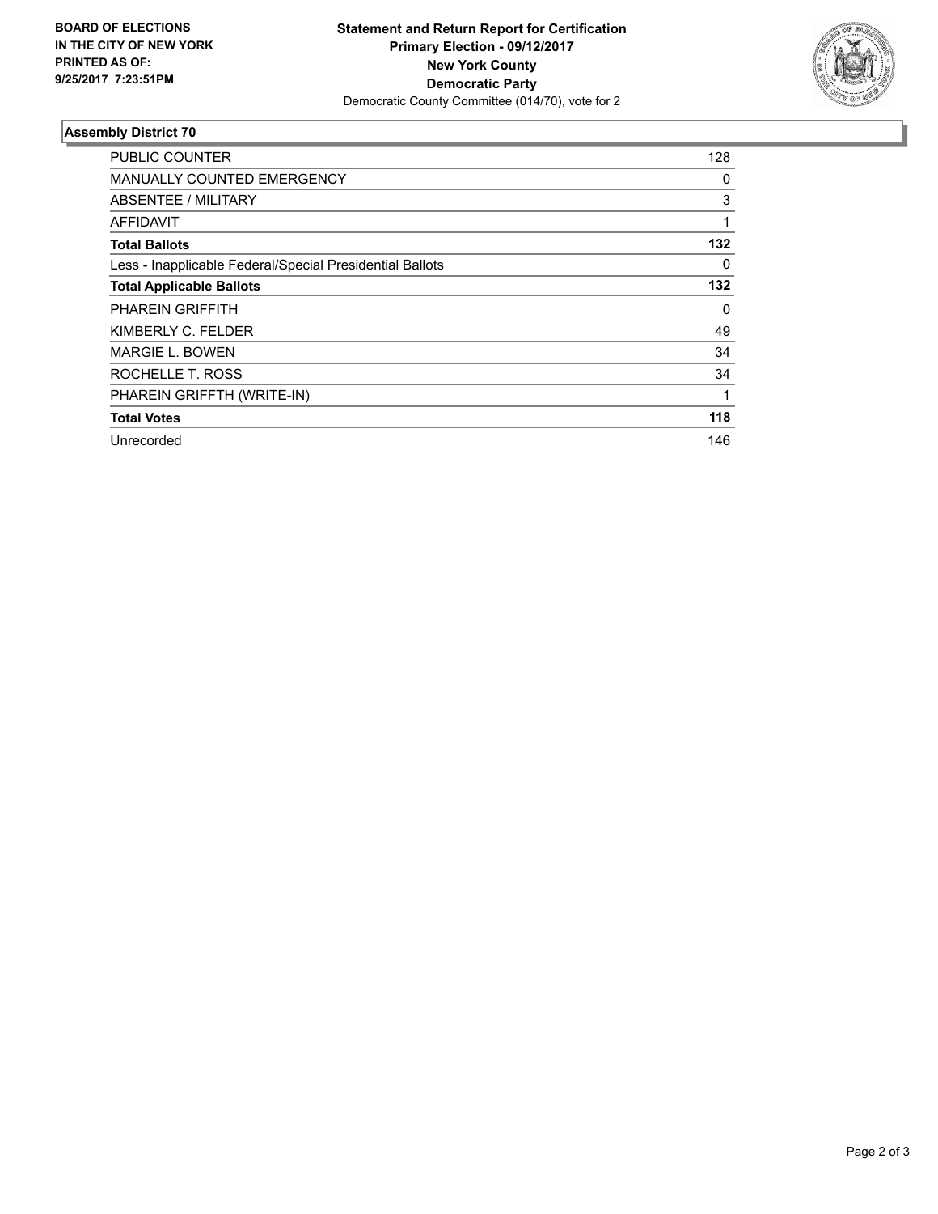BOARD OF ELECTIONS
IN THE CITY OF NEW YORK
PRINTED AS OF:
9/25/2017 7:23:51PM

**Statement and Return Report for Certification**
**Primary Election - 09/12/2017**
**New York County**
**Democratic Party**
Democratic County Committee (014/70), vote for 2

## Assembly District 70

| | |
|---|---|
| PUBLIC COUNTER | 128 |
| MANUALLY COUNTED EMERGENCY | 0 |
| ABSENTEE / MILITARY | 3 |
| AFFIDAVIT | 1 |
| **Total Ballots** | **132** |
| Less - Inapplicable Federal/Special Presidential Ballots | 0 |
| **Total Applicable Ballots** | **132** |
| PHAREIN GRIFFITH | 0 |
| KIMBERLY C. FELDER | 49 |
| MARGIE L. BOWEN | 34 |
| ROCHELLE T. ROSS | 34 |
| PHAREIN GRIFFTH (WRITE-IN) | 1 |
| **Total Votes** | **118** |
| Unrecorded | 146 |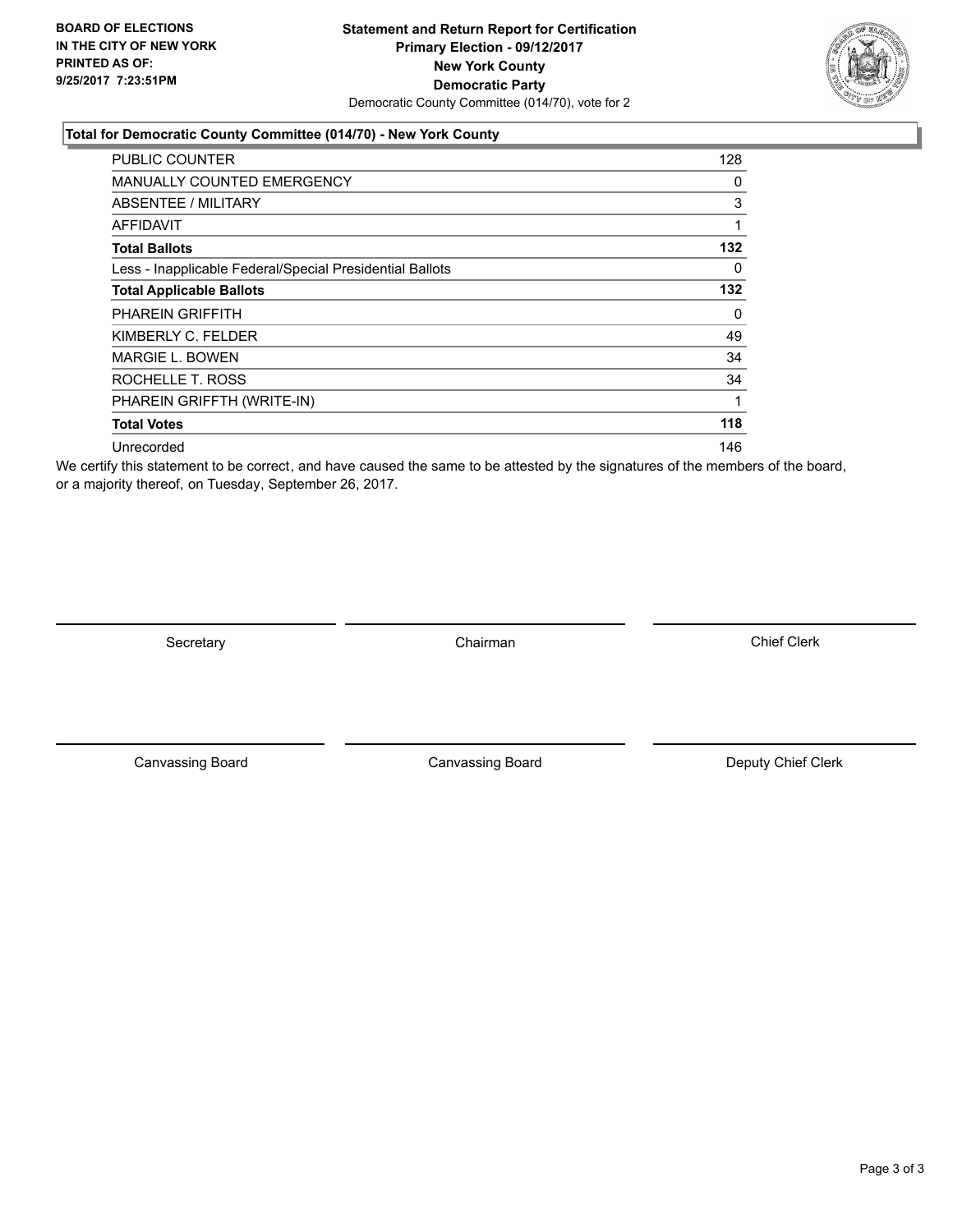**BOARD OF ELECTIONS IN THE CITY OF NEW YORK PRINTED AS OF: 9/25/2017 7:23:51PM**

**Statement and Return Report for Certification**
**Primary Election - 09/12/2017**
**New York County**
**Democratic Party**
Democratic County Committee (014/70), vote for 2

### Total for Democratic County Committee (014/70) - New York County

| | |
|---|---|
| PUBLIC COUNTER | 128 |
| MANUALLY COUNTED EMERGENCY | 0 |
| ABSENTEE / MILITARY | 3 |
| AFFIDAVIT | 1 |
| **Total Ballots** | **132** |
| Less - Inapplicable Federal/Special Presidential Ballots | 0 |
| **Total Applicable Ballots** | **132** |
| PHAREIN GRIFFITH | 0 |
| KIMBERLY C. FELDER | 49 |
| MARGIE L. BOWEN | 34 |
| ROCHELLE T. ROSS | 34 |
| PHAREIN GRIFFTH (WRITE-IN) | 1 |
| **Total Votes** | **118** |
| Unrecorded | 146 |

We certify this statement to be correct, and have caused the same to be attested by the signatures of the members of the board, or a majority thereof, on Tuesday, September 26, 2017.

Secretary

Chairman

Chief Clerk

Canvassing Board

Canvassing Board

Deputy Chief Clerk